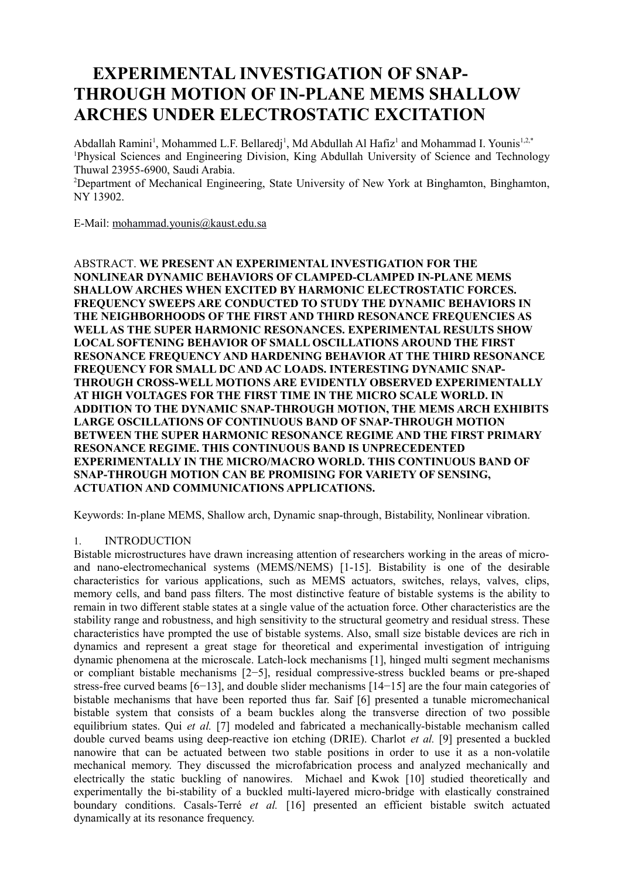# EXPERIMENTAL INVESTIGATION OF SNAP-THROUGH MOTION OF IN-PLANE MEMS SHALLOW ARCHES UNDER ELECTROSTATIC EXCITATION

Abdallah Ramini[1], Mohammed L.F. Bellaredj[1], Md Abdullah Al Hafiz[1] and Mohammad I. Younis[1,2,*]

[1]Physical Sciences and Engineering Division, King Abdullah University of Science and Technology Thuwal 23955-6900, Saudi Arabia.

[2]Department of Mechanical Engineering, State University of New York at Binghamton, Binghamton, NY 13902.

E-Mail: mohammad.younis@kaust.edu.sa

ABSTRACT. **WE PRESENT AN EXPERIMENTAL INVESTIGATION FOR THE NONLINEAR DYNAMIC BEHAVIORS OF CLAMPED-CLAMPED IN-PLANE MEMS SHALLOW ARCHES WHEN EXCITED BY HARMONIC ELECTROSTATIC FORCES. FREQUENCY SWEEPS ARE CONDUCTED TO STUDY THE DYNAMIC BEHAVIORS IN THE NEIGHBORHOODS OF THE FIRST AND THIRD RESONANCE FREQUENCIES AS WELL AS THE SUPER HARMONIC RESONANCES. EXPERIMENTAL RESULTS SHOW LOCAL SOFTENING BEHAVIOR OF SMALL OSCILLATIONS AROUND THE FIRST RESONANCE FREQUENCY AND HARDENING BEHAVIOR AT THE THIRD RESONANCE FREQUENCY FOR SMALL DC AND AC LOADS. INTERESTING DYNAMIC SNAP-THROUGH CROSS-WELL MOTIONS ARE EVIDENTLY OBSERVED EXPERIMENTALLY AT HIGH VOLTAGES FOR THE FIRST TIME IN THE MICRO SCALE WORLD. IN ADDITION TO THE DYNAMIC SNAP-THROUGH MOTION, THE MEMS ARCH EXHIBITS LARGE OSCILLATIONS OF CONTINUOUS BAND OF SNAP-THROUGH MOTION BETWEEN THE SUPER HARMONIC RESONANCE REGIME AND THE FIRST PRIMARY RESONANCE REGIME. THIS CONTINUOUS BAND IS UNPRECEDENTED EXPERIMENTALLY IN THE MICRO/MACRO WORLD. THIS CONTINUOUS BAND OF SNAP-THROUGH MOTION CAN BE PROMISING FOR VARIETY OF SENSING, ACTUATION AND COMMUNICATIONS APPLICATIONS.**

Keywords: In-plane MEMS, Shallow arch, Dynamic snap-through, Bistability, Nonlinear vibration.

## 1. INTRODUCTION

Bistable microstructures have drawn increasing attention of researchers working in the areas of micro- and nano-electromechanical systems (MEMS/NEMS) [1-15]. Bistability is one of the desirable characteristics for various applications, such as MEMS actuators, switches, relays, valves, clips, memory cells, and band pass filters. The most distinctive feature of bistable systems is the ability to remain in two different stable states at a single value of the actuation force. Other characteristics are the stability range and robustness, and high sensitivity to the structural geometry and residual stress. These characteristics have prompted the use of bistable systems. Also, small size bistable devices are rich in dynamics and represent a great stage for theoretical and experimental investigation of intriguing dynamic phenomena at the microscale. Latch-lock mechanisms [1], hinged multi segment mechanisms or compliant bistable mechanisms [2−5], residual compressive-stress buckled beams or pre-shaped stress-free curved beams [6−13], and double slider mechanisms [14−15] are the four main categories of bistable mechanisms that have been reported thus far. Saif [6] presented a tunable micromechanical bistable system that consists of a beam buckles along the transverse direction of two possible equilibrium states. Qui *et al.* [7] modeled and fabricated a mechanically-bistable mechanism called double curved beams using deep-reactive ion etching (DRIE). Charlot *et al.* [9] presented a buckled nanowire that can be actuated between two stable positions in order to use it as a non-volatile mechanical memory. They discussed the microfabrication process and analyzed mechanically and electrically the static buckling of nanowires. Michael and Kwok [10] studied theoretically and experimentally the bi-stability of a buckled multi-layered micro-bridge with elastically constrained boundary conditions. Casals-Terré *et al.* [16] presented an efficient bistable switch actuated dynamically at its resonance frequency.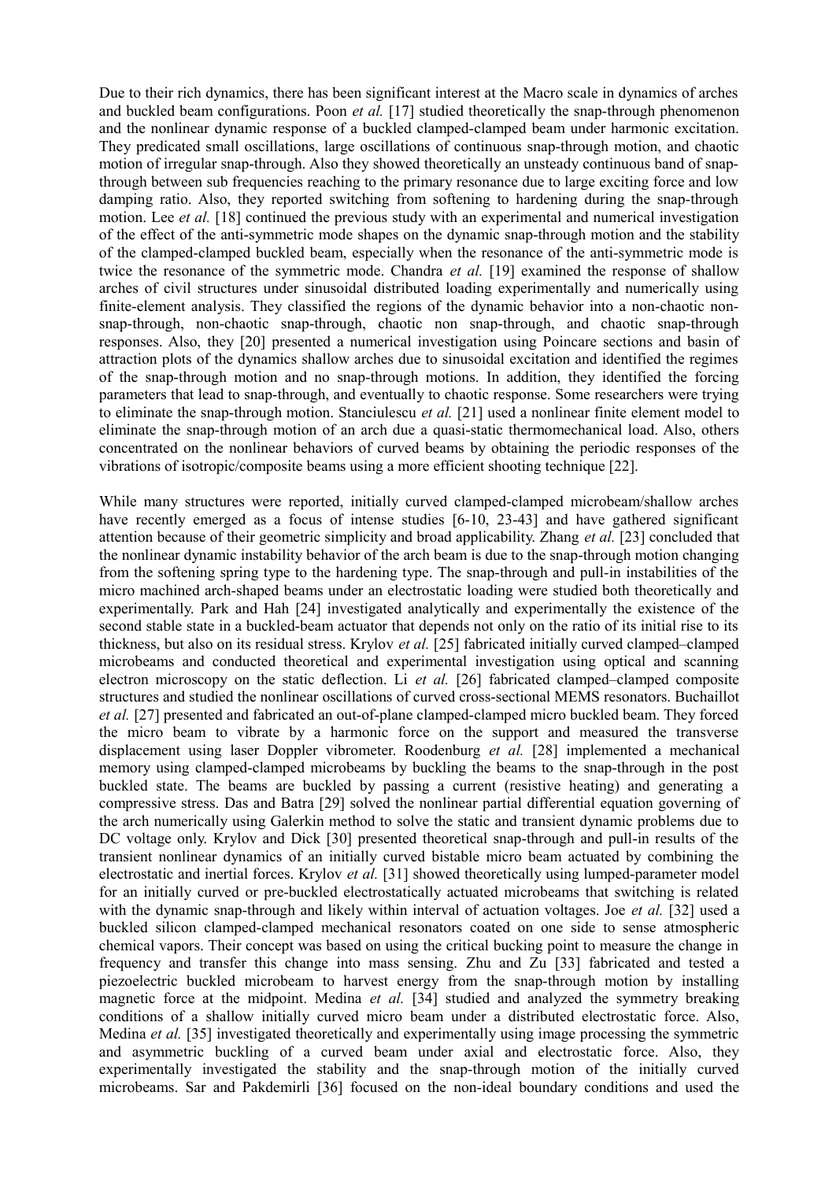Due to their rich dynamics, there has been significant interest at the Macro scale in dynamics of arches and buckled beam configurations. Poon *et al.* [17] studied theoretically the snap-through phenomenon and the nonlinear dynamic response of a buckled clamped-clamped beam under harmonic excitation. They predicated small oscillations, large oscillations of continuous snap-through motion, and chaotic motion of irregular snap-through. Also they showed theoretically an unsteady continuous band of snap-through between sub frequencies reaching to the primary resonance due to large exciting force and low damping ratio. Also, they reported switching from softening to hardening during the snap-through motion. Lee *et al.* [18] continued the previous study with an experimental and numerical investigation of the effect of the anti-symmetric mode shapes on the dynamic snap-through motion and the stability of the clamped-clamped buckled beam, especially when the resonance of the anti-symmetric mode is twice the resonance of the symmetric mode. Chandra *et al.* [19] examined the response of shallow arches of civil structures under sinusoidal distributed loading experimentally and numerically using finite-element analysis. They classified the regions of the dynamic behavior into a non-chaotic non-snap-through, non-chaotic snap-through, chaotic non snap-through, and chaotic snap-through responses. Also, they [20] presented a numerical investigation using Poincare sections and basin of attraction plots of the dynamics shallow arches due to sinusoidal excitation and identified the regimes of the snap-through motion and no snap-through motions. In addition, they identified the forcing parameters that lead to snap-through, and eventually to chaotic response. Some researchers were trying to eliminate the snap-through motion. Stanciulescu *et al.* [21] used a nonlinear finite element model to eliminate the snap-through motion of an arch due a quasi-static thermomechanical load. Also, others concentrated on the nonlinear behaviors of curved beams by obtaining the periodic responses of the vibrations of isotropic/composite beams using a more efficient shooting technique [22].

While many structures were reported, initially curved clamped-clamped microbeam/shallow arches have recently emerged as a focus of intense studies [6-10, 23-43] and have gathered significant attention because of their geometric simplicity and broad applicability. Zhang *et al.* [23] concluded that the nonlinear dynamic instability behavior of the arch beam is due to the snap-through motion changing from the softening spring type to the hardening type. The snap-through and pull-in instabilities of the micro machined arch-shaped beams under an electrostatic loading were studied both theoretically and experimentally. Park and Hah [24] investigated analytically and experimentally the existence of the second stable state in a buckled-beam actuator that depends not only on the ratio of its initial rise to its thickness, but also on its residual stress. Krylov *et al.* [25] fabricated initially curved clamped–clamped microbeams and conducted theoretical and experimental investigation using optical and scanning electron microscopy on the static deflection. Li *et al.* [26] fabricated clamped–clamped composite structures and studied the nonlinear oscillations of curved cross-sectional MEMS resonators. Buchaillot *et al.* [27] presented and fabricated an out-of-plane clamped-clamped micro buckled beam. They forced the micro beam to vibrate by a harmonic force on the support and measured the transverse displacement using laser Doppler vibrometer. Roodenburg *et al.* [28] implemented a mechanical memory using clamped-clamped microbeams by buckling the beams to the snap-through in the post buckled state. The beams are buckled by passing a current (resistive heating) and generating a compressive stress. Das and Batra [29] solved the nonlinear partial differential equation governing of the arch numerically using Galerkin method to solve the static and transient dynamic problems due to DC voltage only. Krylov and Dick [30] presented theoretical snap-through and pull-in results of the transient nonlinear dynamics of an initially curved bistable micro beam actuated by combining the electrostatic and inertial forces. Krylov *et al.* [31] showed theoretically using lumped-parameter model for an initially curved or pre-buckled electrostatically actuated microbeams that switching is related with the dynamic snap-through and likely within interval of actuation voltages. Joe *et al.* [32] used a buckled silicon clamped-clamped mechanical resonators coated on one side to sense atmospheric chemical vapors. Their concept was based on using the critical bucking point to measure the change in frequency and transfer this change into mass sensing. Zhu and Zu [33] fabricated and tested a piezoelectric buckled microbeam to harvest energy from the snap-through motion by installing magnetic force at the midpoint. Medina *et al.* [34] studied and analyzed the symmetry breaking conditions of a shallow initially curved micro beam under a distributed electrostatic force. Also, Medina *et al.* [35] investigated theoretically and experimentally using image processing the symmetric and asymmetric buckling of a curved beam under axial and electrostatic force. Also, they experimentally investigated the stability and the snap-through motion of the initially curved microbeams. Sar and Pakdemirli [36] focused on the non-ideal boundary conditions and used the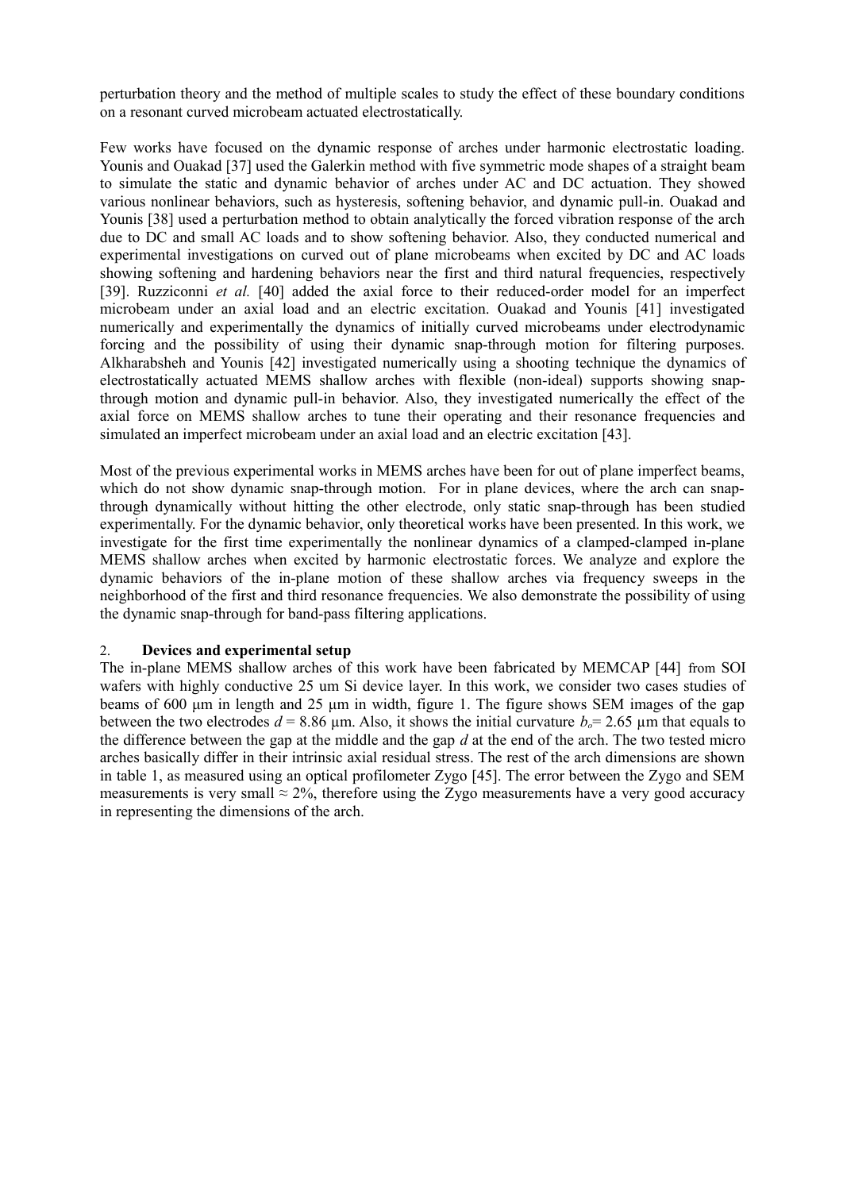perturbation theory and the method of multiple scales to study the effect of these boundary conditions on a resonant curved microbeam actuated electrostatically.

Few works have focused on the dynamic response of arches under harmonic electrostatic loading. Younis and Ouakad [37] used the Galerkin method with five symmetric mode shapes of a straight beam to simulate the static and dynamic behavior of arches under AC and DC actuation. They showed various nonlinear behaviors, such as hysteresis, softening behavior, and dynamic pull-in. Ouakad and Younis [38] used a perturbation method to obtain analytically the forced vibration response of the arch due to DC and small AC loads and to show softening behavior. Also, they conducted numerical and experimental investigations on curved out of plane microbeams when excited by DC and AC loads showing softening and hardening behaviors near the first and third natural frequencies, respectively [39]. Ruzziconni *et al.* [40] added the axial force to their reduced-order model for an imperfect microbeam under an axial load and an electric excitation. Ouakad and Younis [41] investigated numerically and experimentally the dynamics of initially curved microbeams under electrodynamic forcing and the possibility of using their dynamic snap-through motion for filtering purposes. Alkharabsheh and Younis [42] investigated numerically using a shooting technique the dynamics of electrostatically actuated MEMS shallow arches with flexible (non-ideal) supports showing snap-through motion and dynamic pull-in behavior. Also, they investigated numerically the effect of the axial force on MEMS shallow arches to tune their operating and their resonance frequencies and simulated an imperfect microbeam under an axial load and an electric excitation [43].

Most of the previous experimental works in MEMS arches have been for out of plane imperfect beams, which do not show dynamic snap-through motion. For in plane devices, where the arch can snap-through dynamically without hitting the other electrode, only static snap-through has been studied experimentally. For the dynamic behavior, only theoretical works have been presented. In this work, we investigate for the first time experimentally the nonlinear dynamics of a clamped-clamped in-plane MEMS shallow arches when excited by harmonic electrostatic forces. We analyze and explore the dynamic behaviors of the in-plane motion of these shallow arches via frequency sweeps in the neighborhood of the first and third resonance frequencies. We also demonstrate the possibility of using the dynamic snap-through for band-pass filtering applications.

## 2. Devices and experimental setup

The in-plane MEMS shallow arches of this work have been fabricated by MEMCAP [44] from SOI wafers with highly conductive 25 um Si device layer. In this work, we consider two cases studies of beams of 600 µm in length and 25 µm in width, figure 1. The figure shows SEM images of the gap between the two electrodes $d$ = 8.86 µm. Also, it shows the initial curvature $b_o$= 2.65 µm that equals to the difference between the gap at the middle and the gap $d$ at the end of the arch. The two tested micro arches basically differ in their intrinsic axial residual stress. The rest of the arch dimensions are shown in table 1, as measured using an optical profilometer Zygo [45]. The error between the Zygo and SEM measurements is very small ≈ 2%, therefore using the Zygo measurements have a very good accuracy in representing the dimensions of the arch.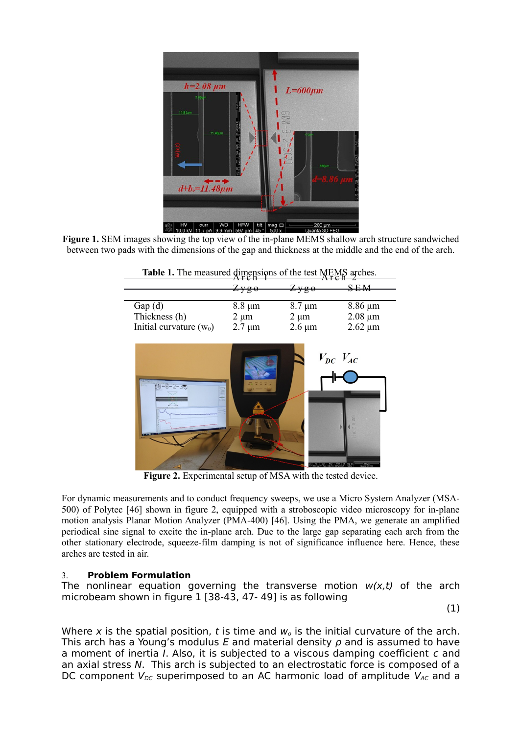**Figure 1.** SEM images showing the top view of the in-plane MEMS shallow arch structure sandwiched between two pads with the dimensions of the gap and thickness at the middle and the end of the arch.

**Table 1.** The measured dimensions of the test MEMS arches.

| | Arch 1 | Arch 2 | |
|---|---|---|---|
| | Zygo | Zygo | SEM |
| Gap (d) | 8.8 µm | 8.7 µm | 8.86 µm |
| Thickness (h) | 2 µm | 2 µm | 2.08 µm |
| Initial curvature ($w_0$) | 2.7 µm | 2.6 µm | 2.62 µm |

**Figure 2.** Experimental setup of MSA with the tested device.

For dynamic measurements and to conduct frequency sweeps, we use a Micro System Analyzer (MSA-500) of Polytec [46] shown in figure 2, equipped with a stroboscopic video microscopy for in-plane motion analysis Planar Motion Analyzer (PMA-400) [46]. Using the PMA, we generate an amplified periodical sine signal to excite the in-plane arch. Due to the large gap separating each arch from the other stationary electrode, squeeze-film damping is not of significance influence here. Hence, these arches are tested in air.

## 3. Problem Formulation

The nonlinear equation governing the transverse motion *w(x,t)* of the arch microbeam shown in figure 1 [38-43, 47- 49] is as following

(1)

Where $x$ is the spatial position, $t$ is time and $w_o$ is the initial curvature of the arch. This arch has a Young's modulus $E$ and material density $\rho$ and is assumed to have a moment of inertia $I$. Also, it is subjected to a viscous damping coefficient $c$ and an axial stress $N$. This arch is subjected to an electrostatic force is composed of a DC component $V_{DC}$ superimposed to an AC harmonic load of amplitude $V_{AC}$ and a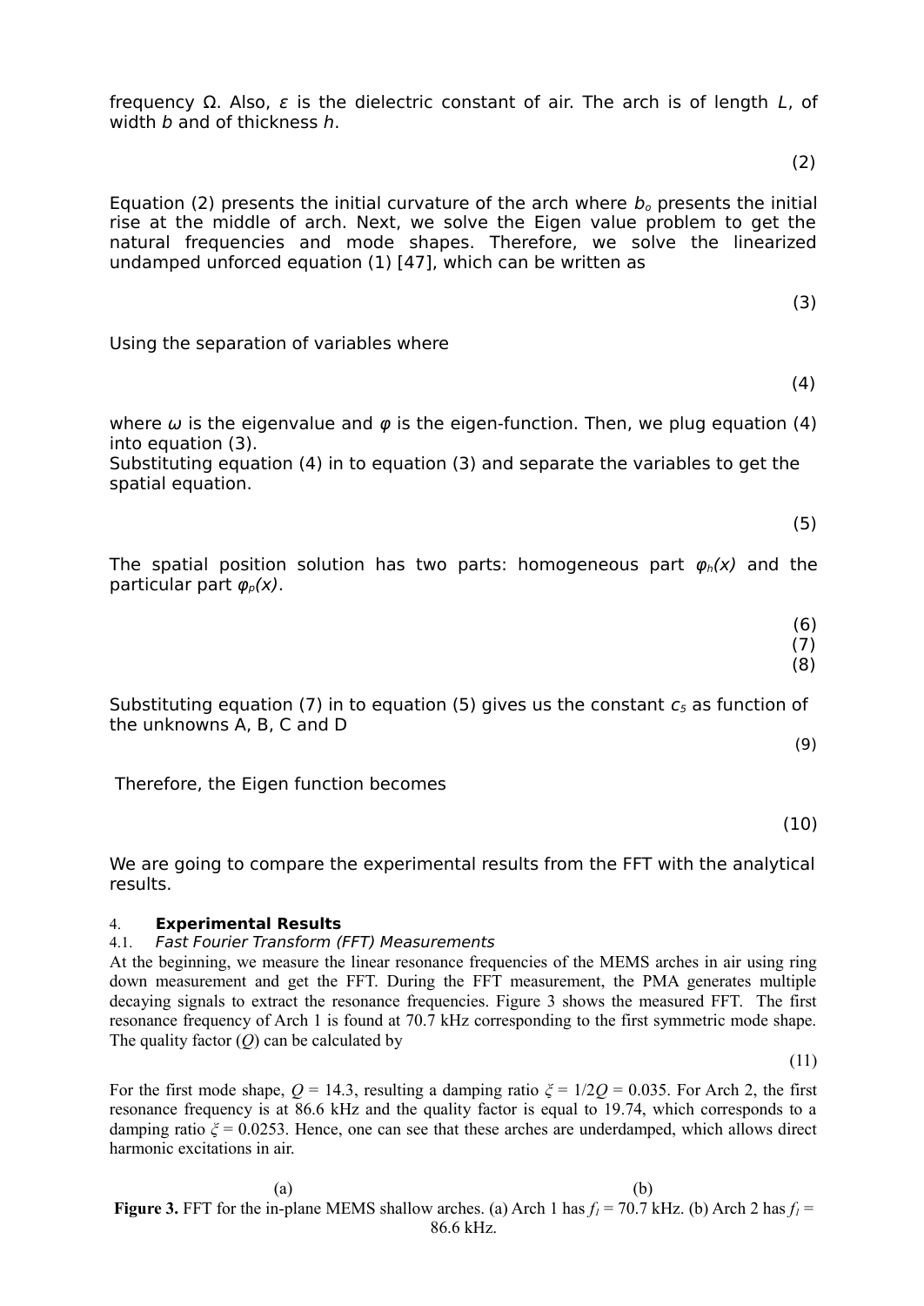frequency Ω. Also, $\varepsilon$ is the dielectric constant of air. The arch is of length $L$, of width $b$ and of thickness $h$.

(2)

Equation (2) presents the initial curvature of the arch where $b_o$ presents the initial rise at the middle of arch. Next, we solve the Eigen value problem to get the natural frequencies and mode shapes. Therefore, we solve the linearized undamped unforced equation (1) [47], which can be written as

(3)

Using the separation of variables where

(4)

where $\omega$ is the eigenvalue and $\varphi$ is the eigen-function. Then, we plug equation (4) into equation (3).
Substituting equation (4) in to equation (3) and separate the variables to get the spatial equation.

(5)

The spatial position solution has two parts: homogeneous part $\varphi_h(x)$ and the particular part $\varphi_p(x)$.

(6)
(7)
(8)

Substituting equation (7) in to equation (5) gives us the constant $c_5$ as function of the unknowns A, B, C and D

(9)

Therefore, the Eigen function becomes

(10)

We are going to compare the experimental results from the FFT with the analytical results.

## 4. Experimental Results

### 4.1. *Fast Fourier Transform (FFT) Measurements*

At the beginning, we measure the linear resonance frequencies of the MEMS arches in air using ring down measurement and get the FFT. During the FFT measurement, the PMA generates multiple decaying signals to extract the resonance frequencies. Figure 3 shows the measured FFT. The first resonance frequency of Arch 1 is found at 70.7 kHz corresponding to the first symmetric mode shape. The quality factor ($Q$) can be calculated by

(11)

For the first mode shape, $Q$ = 14.3, resulting a damping ratio $\xi = 1/2Q = 0.035$. For Arch 2, the first resonance frequency is at 86.6 kHz and the quality factor is equal to 19.74, which corresponds to a damping ratio $\xi = 0.0253$. Hence, one can see that these arches are underdamped, which allows direct harmonic excitations in air.

(a) (b)

**Figure 3.** FFT for the in-plane MEMS shallow arches. (a) Arch 1 has $f_1$ = 70.7 kHz. (b) Arch 2 has $f_1$ = 86.6 kHz.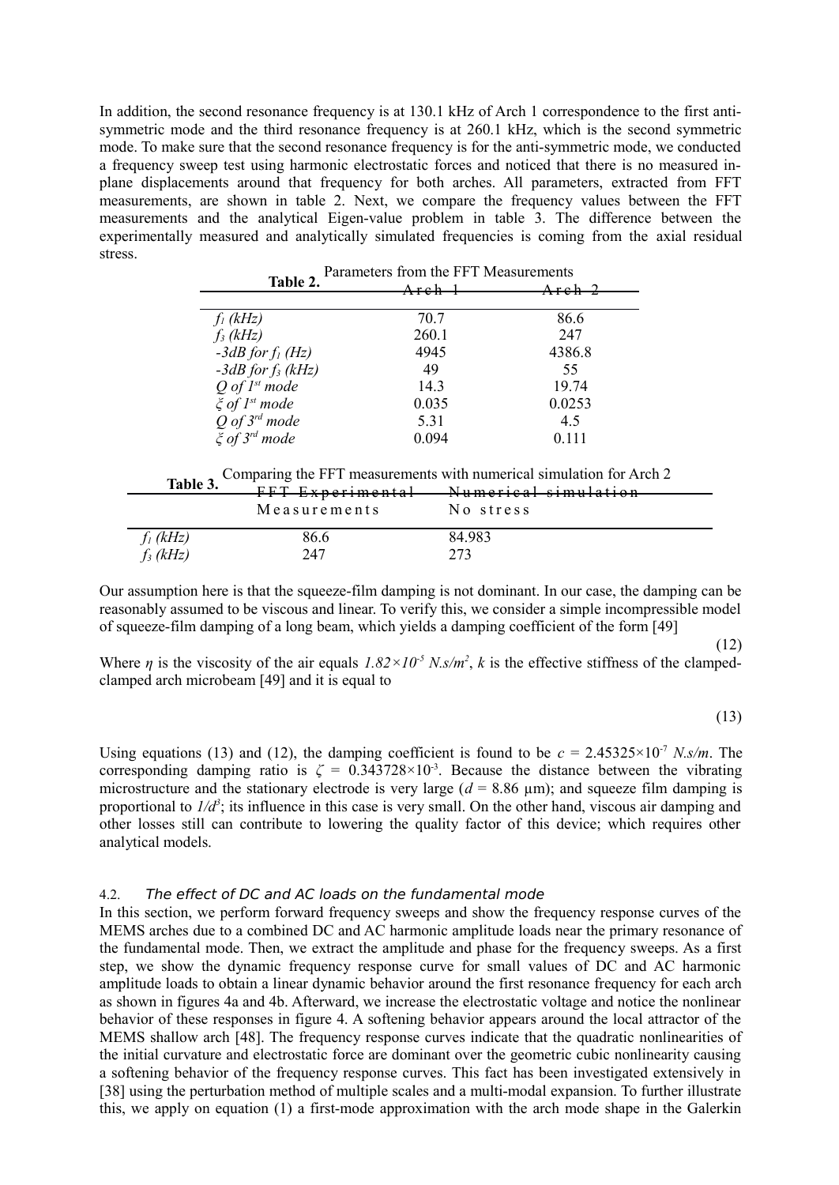In addition, the second resonance frequency is at 130.1 kHz of Arch 1 correspondence to the first anti-symmetric mode and the third resonance frequency is at 260.1 kHz, which is the second symmetric mode. To make sure that the second resonance frequency is for the anti-symmetric mode, we conducted a frequency sweep test using harmonic electrostatic forces and noticed that there is no measured in-plane displacements around that frequency for both arches. All parameters, extracted from FFT measurements, are shown in table 2. Next, we compare the frequency values between the FFT measurements and the analytical Eigen-value problem in table 3. The difference between the experimentally measured and analytically simulated frequencies is coming from the axial residual stress.

**Table 2.** Parameters from the FFT Measurements

| | Arch 1 | Arch 2 |
|---|---|---|
| $f_1$ (kHz) | 70.7 | 86.6 |
| $f_3$ (kHz) | 260.1 | 247 |
| -3dB for $f_1$ (Hz) | 4945 | 4386.8 |
| -3dB for $f_3$ (kHz) | 49 | 55 |
| $Q$ of 1st mode | 14.3 | 19.74 |
| $\xi$ of 1st mode | 0.035 | 0.0253 |
| $Q$ of 3rd mode | 5.31 | 4.5 |
| $\xi$ of 3rd mode | 0.094 | 0.111 |

**Table 3.** Comparing the FFT measurements with numerical simulation for Arch 2

| | FFT Experimental Measurements | Numerical simulation No stress |
|---|---|---|
| $f_1$ (kHz) | 86.6 | 84.983 |
| $f_3$ (kHz) | 247 | 273 |

Our assumption here is that the squeeze-film damping is not dominant. In our case, the damping can be reasonably assumed to be viscous and linear. To verify this, we consider a simple incompressible model of squeeze-film damping of a long beam, which yields a damping coefficient of the form [49]

(12)

Where $\eta$ is the viscosity of the air equals $1.82\times10^{-5}$ $N.s/m^2$, $k$ is the effective stiffness of the clamped-clamped arch microbeam [49] and it is equal to

(13)

Using equations (13) and (12), the damping coefficient is found to be $c = 2.45325\times10^{-7}$ $N.s/m$. The corresponding damping ratio is $\zeta = 0.343728\times10^{-3}$. Because the distance between the vibrating microstructure and the stationary electrode is very large ($d = 8.86$ µm); and squeeze film damping is proportional to $1/d^3$; its influence in this case is very small. On the other hand, viscous air damping and other losses still can contribute to lowering the quality factor of this device; which requires other analytical models.

### 4.2. *The effect of DC and AC loads on the fundamental mode*

In this section, we perform forward frequency sweeps and show the frequency response curves of the MEMS arches due to a combined DC and AC harmonic amplitude loads near the primary resonance of the fundamental mode. Then, we extract the amplitude and phase for the frequency sweeps. As a first step, we show the dynamic frequency response curve for small values of DC and AC harmonic amplitude loads to obtain a linear dynamic behavior around the first resonance frequency for each arch as shown in figures 4a and 4b. Afterward, we increase the electrostatic voltage and notice the nonlinear behavior of these responses in figure 4. A softening behavior appears around the local attractor of the MEMS shallow arch [48]. The frequency response curves indicate that the quadratic nonlinearities of the initial curvature and electrostatic force are dominant over the geometric cubic nonlinearity causing a softening behavior of the frequency response curves. This fact has been investigated extensively in [38] using the perturbation method of multiple scales and a multi-modal expansion. To further illustrate this, we apply on equation (1) a first-mode approximation with the arch mode shape in the Galerkin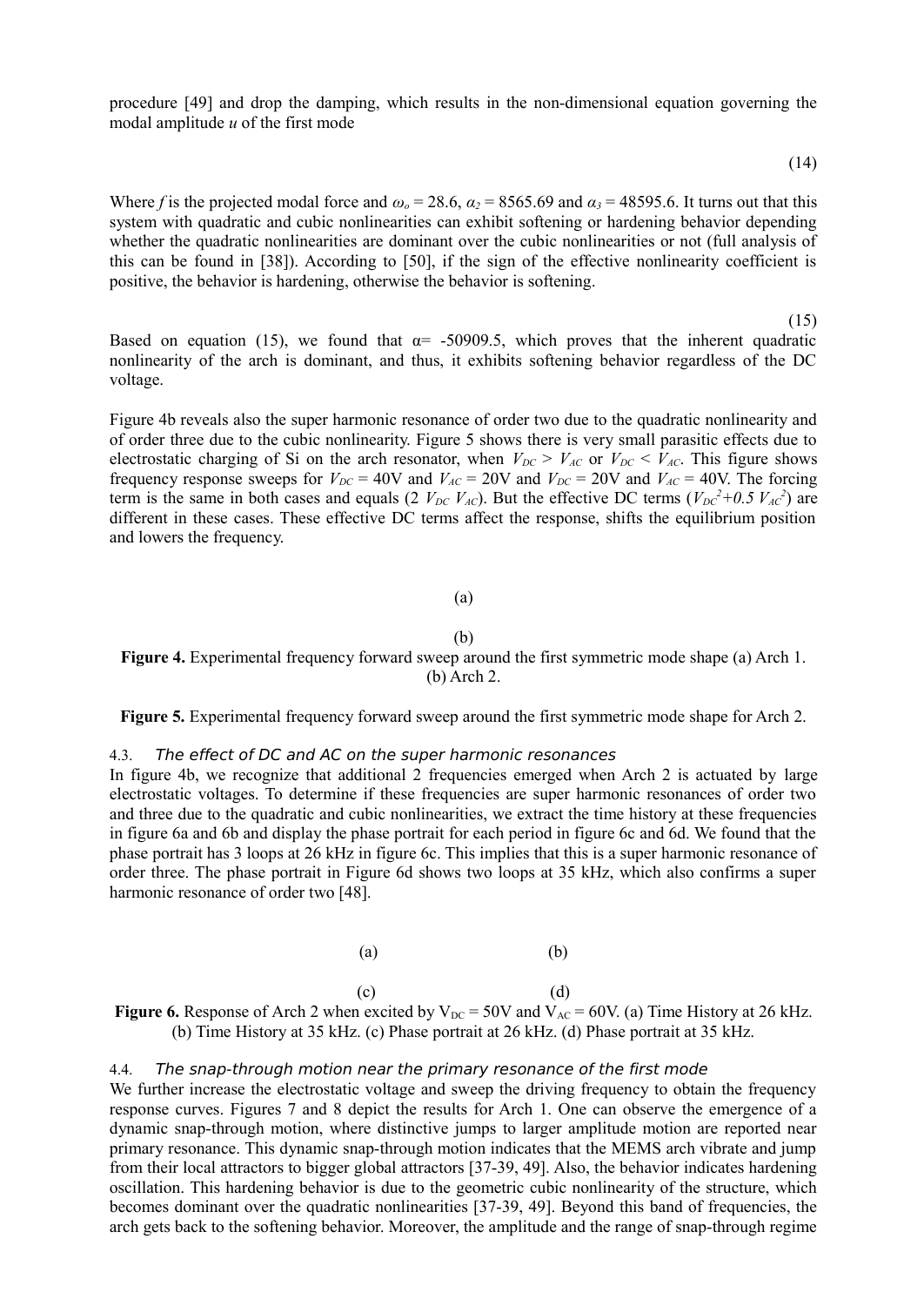procedure [49] and drop the damping, which results in the non-dimensional equation governing the modal amplitude $u$ of the first mode

(14)

Where $f$ is the projected modal force and $\omega_o = 28.6$, $\alpha_2 = 8565.69$ and $\alpha_3 = 48595.6$. It turns out that this system with quadratic and cubic nonlinearities can exhibit softening or hardening behavior depending whether the quadratic nonlinearities are dominant over the cubic nonlinearities or not (full analysis of this can be found in [38]). According to [50], if the sign of the effective nonlinearity coefficient is positive, the behavior is hardening, otherwise the behavior is softening.

(15)

Based on equation (15), we found that $\alpha = -50909.5$, which proves that the inherent quadratic nonlinearity of the arch is dominant, and thus, it exhibits softening behavior regardless of the DC voltage.

Figure 4b reveals also the super harmonic resonance of order two due to the quadratic nonlinearity and of order three due to the cubic nonlinearity. Figure 5 shows there is very small parasitic effects due to electrostatic charging of Si on the arch resonator, when $V_{DC} > V_{AC}$ or $V_{DC} < V_{AC}$. This figure shows frequency response sweeps for $V_{DC} = 40$V and $V_{AC} = 20$V and $V_{DC} = 20$V and $V_{AC} = 40$V. The forcing term is the same in both cases and equals ($2\, V_{DC}\, V_{AC}$). But the effective DC terms ($V_{DC}^2 + 0.5\, V_{AC}^2$) are different in these cases. These effective DC terms affect the response, shifts the equilibrium position and lowers the frequency.

(a)

(b)

**Figure 4.** Experimental frequency forward sweep around the first symmetric mode shape (a) Arch 1. (b) Arch 2.

**Figure 5.** Experimental frequency forward sweep around the first symmetric mode shape for Arch 2.

### 4.3. *The effect of DC and AC on the super harmonic resonances*

In figure 4b, we recognize that additional 2 frequencies emerged when Arch 2 is actuated by large electrostatic voltages. To determine if these frequencies are super harmonic resonances of order two and three due to the quadratic and cubic nonlinearities, we extract the time history at these frequencies in figure 6a and 6b and display the phase portrait for each period in figure 6c and 6d. We found that the phase portrait has 3 loops at 26 kHz in figure 6c. This implies that this is a super harmonic resonance of order three. The phase portrait in Figure 6d shows two loops at 35 kHz, which also confirms a super harmonic resonance of order two [48].

(a) (b)

(c) (d)

**Figure 6.** Response of Arch 2 when excited by $V_{DC} = 50$V and $V_{AC} = 60$V. (a) Time History at 26 kHz. (b) Time History at 35 kHz. (c) Phase portrait at 26 kHz. (d) Phase portrait at 35 kHz.

### 4.4. *The snap-through motion near the primary resonance of the first mode*

We further increase the electrostatic voltage and sweep the driving frequency to obtain the frequency response curves. Figures 7 and 8 depict the results for Arch 1. One can observe the emergence of a dynamic snap-through motion, where distinctive jumps to larger amplitude motion are reported near primary resonance. This dynamic snap-through motion indicates that the MEMS arch vibrate and jump from their local attractors to bigger global attractors [37-39, 49]. Also, the behavior indicates hardening oscillation. This hardening behavior is due to the geometric cubic nonlinearity of the structure, which becomes dominant over the quadratic nonlinearities [37-39, 49]. Beyond this band of frequencies, the arch gets back to the softening behavior. Moreover, the amplitude and the range of snap-through regime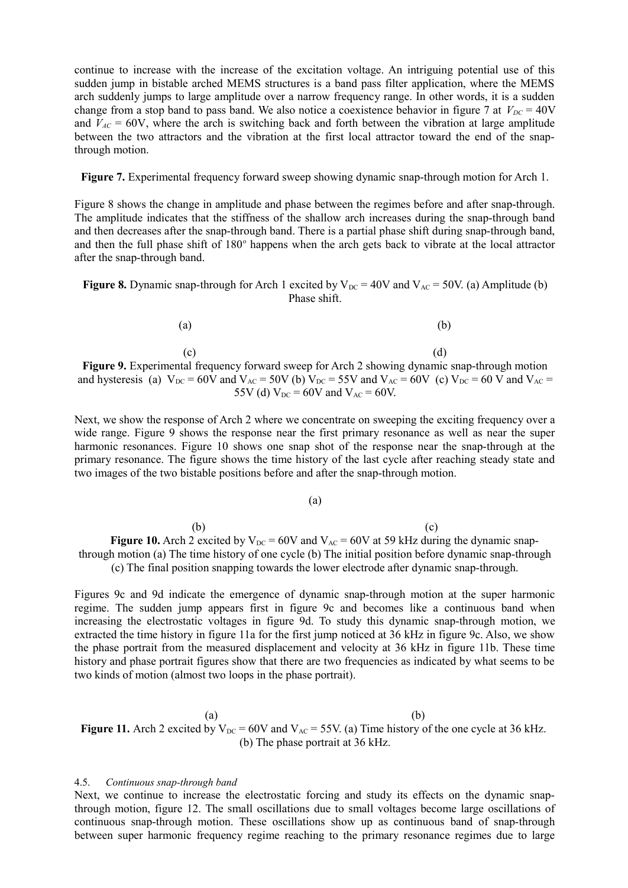continue to increase with the increase of the excitation voltage. An intriguing potential use of this sudden jump in bistable arched MEMS structures is a band pass filter application, where the MEMS arch suddenly jumps to large amplitude over a narrow frequency range. In other words, it is a sudden change from a stop band to pass band. We also notice a coexistence behavior in figure 7 at $V_{DC}$ = 40V and $V_{AC}$ = 60V, where the arch is switching back and forth between the vibration at large amplitude between the two attractors and the vibration at the first local attractor toward the end of the snap-through motion.

**Figure 7.** Experimental frequency forward sweep showing dynamic snap-through motion for Arch 1.

Figure 8 shows the change in amplitude and phase between the regimes before and after snap-through. The amplitude indicates that the stiffness of the shallow arch increases during the snap-through band and then decreases after the snap-through band. There is a partial phase shift during snap-through band, and then the full phase shift of 180° happens when the arch gets back to vibrate at the local attractor after the snap-through band.

**Figure 8.** Dynamic snap-through for Arch 1 excited by $V_{DC}$ = 40V and $V_{AC}$ = 50V. (a) Amplitude (b) Phase shift.

(a) (b)

(c) (d)

**Figure 9.** Experimental frequency forward sweep for Arch 2 showing dynamic snap-through motion and hysteresis (a) $V_{DC}$ = 60V and $V_{AC}$ = 50V (b) $V_{DC}$ = 55V and $V_{AC}$ = 60V (c) $V_{DC}$ = 60 V and $V_{AC}$ = 55V (d) $V_{DC}$ = 60V and $V_{AC}$ = 60V.

Next, we show the response of Arch 2 where we concentrate on sweeping the exciting frequency over a wide range. Figure 9 shows the response near the first primary resonance as well as near the super harmonic resonances. Figure 10 shows one snap shot of the response near the snap-through at the primary resonance. The figure shows the time history of the last cycle after reaching steady state and two images of the two bistable positions before and after the snap-through motion.

(a)

(b) (c)

**Figure 10.** Arch 2 excited by $V_{DC}$ = 60V and $V_{AC}$ = 60V at 59 kHz during the dynamic snap-through motion (a) The time history of one cycle (b) The initial position before dynamic snap-through (c) The final position snapping towards the lower electrode after dynamic snap-through.

Figures 9c and 9d indicate the emergence of dynamic snap-through motion at the super harmonic regime. The sudden jump appears first in figure 9c and becomes like a continuous band when increasing the electrostatic voltages in figure 9d. To study this dynamic snap-through motion, we extracted the time history in figure 11a for the first jump noticed at 36 kHz in figure 9c. Also, we show the phase portrait from the measured displacement and velocity at 36 kHz in figure 11b. These time history and phase portrait figures show that there are two frequencies as indicated by what seems to be two kinds of motion (almost two loops in the phase portrait).

(a) (b)

**Figure 11.** Arch 2 excited by $V_{DC}$ = 60V and $V_{AC}$ = 55V. (a) Time history of the one cycle at 36 kHz. (b) The phase portrait at 36 kHz.

### 4.5. *Continuous snap-through band*

Next, we continue to increase the electrostatic forcing and study its effects on the dynamic snap-through motion, figure 12. The small oscillations due to small voltages become large oscillations of continuous snap-through motion. These oscillations show up as continuous band of snap-through between super harmonic frequency regime reaching to the primary resonance regimes due to large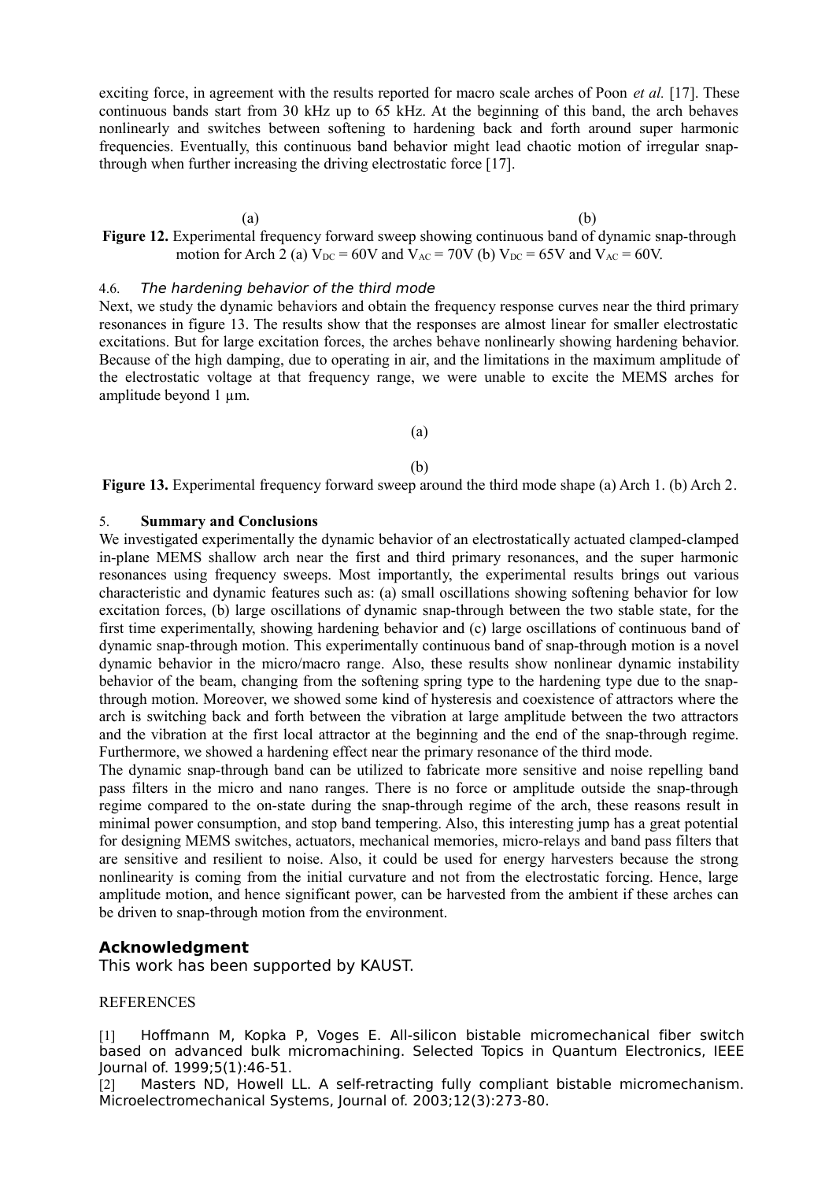exciting force, in agreement with the results reported for macro scale arches of Poon *et al.* [17]. These continuous bands start from 30 kHz up to 65 kHz. At the beginning of this band, the arch behaves nonlinearly and switches between softening to hardening back and forth around super harmonic frequencies. Eventually, this continuous band behavior might lead chaotic motion of irregular snap-through when further increasing the driving electrostatic force [17].

(a) (b)

**Figure 12.** Experimental frequency forward sweep showing continuous band of dynamic snap-through motion for Arch 2 (a) $V_{DC}$ = 60V and $V_{AC}$ = 70V (b) $V_{DC}$ = 65V and $V_{AC}$ = 60V.

### 4.6. *The hardening behavior of the third mode*

Next, we study the dynamic behaviors and obtain the frequency response curves near the third primary resonances in figure 13. The results show that the responses are almost linear for smaller electrostatic excitations. But for large excitation forces, the arches behave nonlinearly showing hardening behavior. Because of the high damping, due to operating in air, and the limitations in the maximum amplitude of the electrostatic voltage at that frequency range, we were unable to excite the MEMS arches for amplitude beyond 1 µm.

(a)

(b)

**Figure 13.** Experimental frequency forward sweep around the third mode shape (a) Arch 1. (b) Arch 2.

## 5. **Summary and Conclusions**

We investigated experimentally the dynamic behavior of an electrostatically actuated clamped-clamped in-plane MEMS shallow arch near the first and third primary resonances, and the super harmonic resonances using frequency sweeps. Most importantly, the experimental results brings out various characteristic and dynamic features such as: (a) small oscillations showing softening behavior for low excitation forces, (b) large oscillations of dynamic snap-through between the two stable state, for the first time experimentally, showing hardening behavior and (c) large oscillations of continuous band of dynamic snap-through motion. This experimentally continuous band of snap-through motion is a novel dynamic behavior in the micro/macro range. Also, these results show nonlinear dynamic instability behavior of the beam, changing from the softening spring type to the hardening type due to the snap-through motion. Moreover, we showed some kind of hysteresis and coexistence of attractors where the arch is switching back and forth between the vibration at large amplitude between the two attractors and the vibration at the first local attractor at the beginning and the end of the snap-through regime. Furthermore, we showed a hardening effect near the primary resonance of the third mode.

The dynamic snap-through band can be utilized to fabricate more sensitive and noise repelling band pass filters in the micro and nano ranges. There is no force or amplitude outside the snap-through regime compared to the on-state during the snap-through regime of the arch, these reasons result in minimal power consumption, and stop band tempering. Also, this interesting jump has a great potential for designing MEMS switches, actuators, mechanical memories, micro-relays and band pass filters that are sensitive and resilient to noise. Also, it could be used for energy harvesters because the strong nonlinearity is coming from the initial curvature and not from the electrostatic forcing. Hence, large amplitude motion, and hence significant power, can be harvested from the ambient if these arches can be driven to snap-through motion from the environment.

## **Acknowledgment**

This work has been supported by KAUST.

## REFERENCES

[1] Hoffmann M, Kopka P, Voges E. All-silicon bistable micromechanical fiber switch based on advanced bulk micromachining. Selected Topics in Quantum Electronics, IEEE Journal of. 1999;5(1):46-51.

[2] Masters ND, Howell LL. A self-retracting fully compliant bistable micromechanism. Microelectromechanical Systems, Journal of. 2003;12(3):273-80.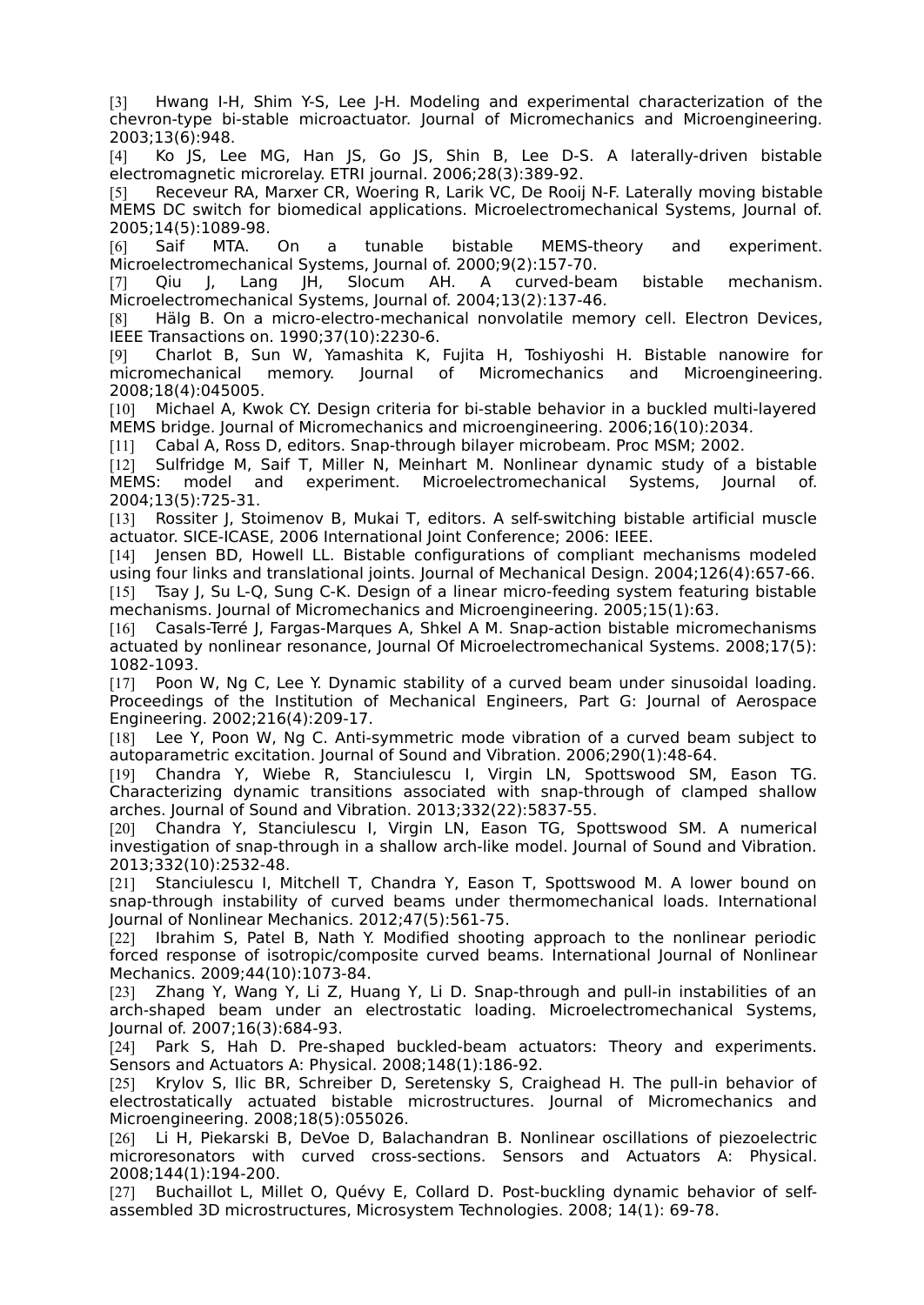[3] Hwang I-H, Shim Y-S, Lee J-H. Modeling and experimental characterization of the chevron-type bi-stable microactuator. Journal of Micromechanics and Microengineering. 2003;13(6):948.

[4] Ko JS, Lee MG, Han JS, Go JS, Shin B, Lee D-S. A laterally-driven bistable electromagnetic microrelay. ETRI journal. 2006;28(3):389-92.

[5] Receveur RA, Marxer CR, Woering R, Larik VC, De Rooij N-F. Laterally moving bistable MEMS DC switch for biomedical applications. Microelectromechanical Systems, Journal of. 2005;14(5):1089-98.

[6] Saif MTA. On a tunable bistable MEMS-theory and experiment. Microelectromechanical Systems, Journal of. 2000;9(2):157-70.

[7] Qiu J, Lang JH, Slocum AH. A curved-beam bistable mechanism. Microelectromechanical Systems, Journal of. 2004;13(2):137-46.

[8] Hälg B. On a micro-electro-mechanical nonvolatile memory cell. Electron Devices, IEEE Transactions on. 1990;37(10):2230-6.

[9] Charlot B, Sun W, Yamashita K, Fujita H, Toshiyoshi H. Bistable nanowire for micromechanical memory. Journal of Micromechanics and Microengineering. 2008;18(4):045005.

[10] Michael A, Kwok CY. Design criteria for bi-stable behavior in a buckled multi-layered MEMS bridge. Journal of Micromechanics and microengineering. 2006;16(10):2034.

[11] Cabal A, Ross D, editors. Snap-through bilayer microbeam. Proc MSM; 2002.

[12] Sulfridge M, Saif T, Miller N, Meinhart M. Nonlinear dynamic study of a bistable MEMS: model and experiment. Microelectromechanical Systems, Journal of. 2004;13(5):725-31.

[13] Rossiter J, Stoimenov B, Mukai T, editors. A self-switching bistable artificial muscle actuator. SICE-ICASE, 2006 International Joint Conference; 2006: IEEE.

[14] Jensen BD, Howell LL. Bistable configurations of compliant mechanisms modeled using four links and translational joints. Journal of Mechanical Design. 2004;126(4):657-66.

[15] Tsay J, Su L-Q, Sung C-K. Design of a linear micro-feeding system featuring bistable mechanisms. Journal of Micromechanics and Microengineering. 2005;15(1):63.

[16] Casals-Terré J, Fargas-Marques A, Shkel A M. Snap-action bistable micromechanisms actuated by nonlinear resonance, Journal Of Microelectromechanical Systems. 2008;17(5): 1082-1093.

[17] Poon W, Ng C, Lee Y. Dynamic stability of a curved beam under sinusoidal loading. Proceedings of the Institution of Mechanical Engineers, Part G: Journal of Aerospace Engineering. 2002;216(4):209-17.

[18] Lee Y, Poon W, Ng C. Anti-symmetric mode vibration of a curved beam subject to autoparametric excitation. Journal of Sound and Vibration. 2006;290(1):48-64.

[19] Chandra Y, Wiebe R, Stanciulescu I, Virgin LN, Spottswood SM, Eason TG. Characterizing dynamic transitions associated with snap-through of clamped shallow arches. Journal of Sound and Vibration. 2013;332(22):5837-55.

[20] Chandra Y, Stanciulescu I, Virgin LN, Eason TG, Spottswood SM. A numerical investigation of snap-through in a shallow arch-like model. Journal of Sound and Vibration. 2013;332(10):2532-48.

[21] Stanciulescu I, Mitchell T, Chandra Y, Eason T, Spottswood M. A lower bound on snap-through instability of curved beams under thermomechanical loads. International Journal of Nonlinear Mechanics. 2012;47(5):561-75.

[22] Ibrahim S, Patel B, Nath Y. Modified shooting approach to the nonlinear periodic forced response of isotropic/composite curved beams. International Journal of Nonlinear Mechanics. 2009;44(10):1073-84.

[23] Zhang Y, Wang Y, Li Z, Huang Y, Li D. Snap-through and pull-in instabilities of an arch-shaped beam under an electrostatic loading. Microelectromechanical Systems, Journal of. 2007;16(3):684-93.

[24] Park S, Hah D. Pre-shaped buckled-beam actuators: Theory and experiments. Sensors and Actuators A: Physical. 2008;148(1):186-92.

[25] Krylov S, Ilic BR, Schreiber D, Seretensky S, Craighead H. The pull-in behavior of electrostatically actuated bistable microstructures. Journal of Micromechanics and Microengineering. 2008;18(5):055026.

[26] Li H, Piekarski B, DeVoe D, Balachandran B. Nonlinear oscillations of piezoelectric microresonators with curved cross-sections. Sensors and Actuators A: Physical. 2008;144(1):194-200.

[27] Buchaillot L, Millet O, Quévy E, Collard D. Post-buckling dynamic behavior of self-assembled 3D microstructures, Microsystem Technologies. 2008; 14(1): 69-78.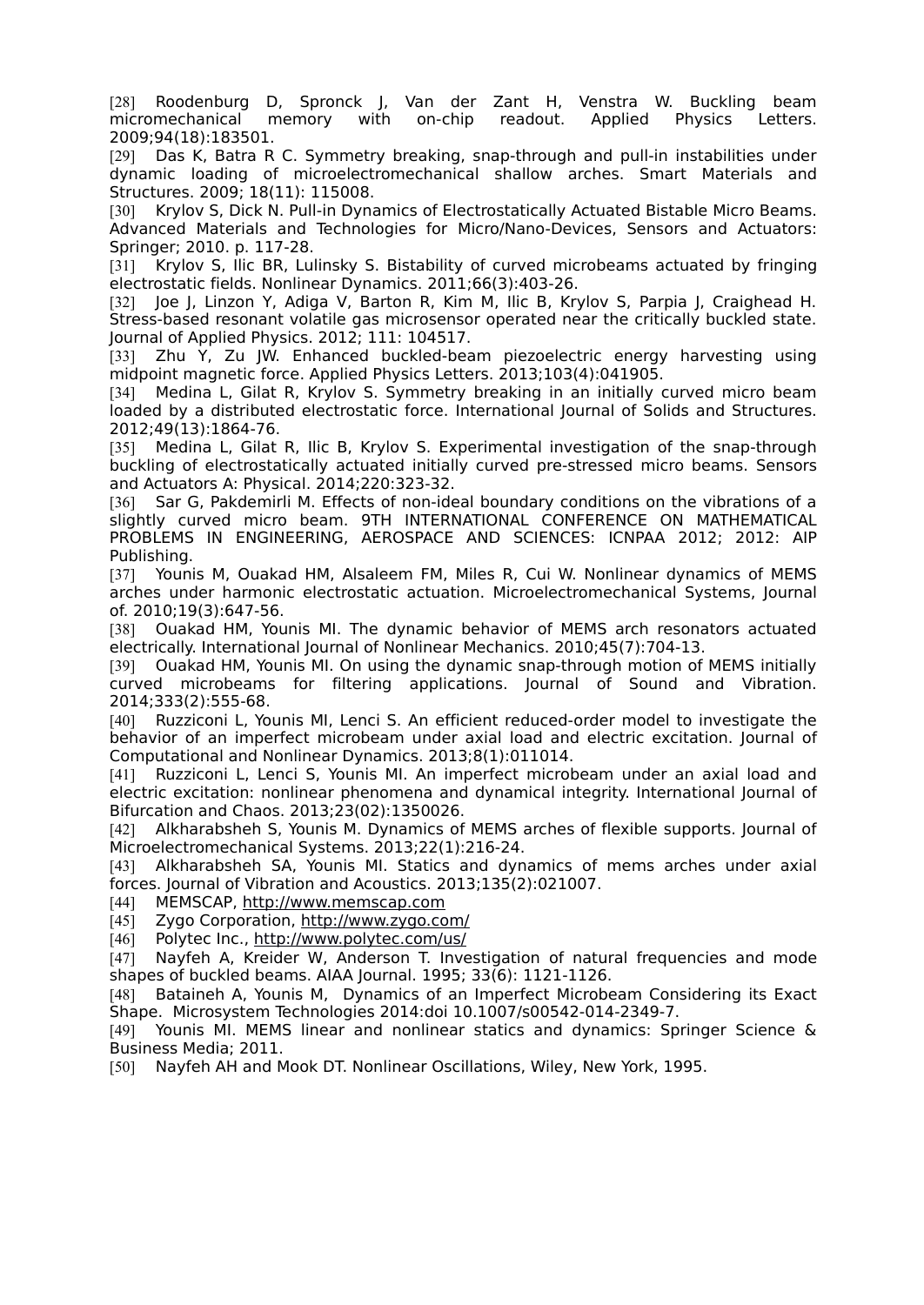[28] Roodenburg D, Spronck J, Van der Zant H, Venstra W. Buckling beam micromechanical memory with on-chip readout. Applied Physics Letters. 2009;94(18):183501.

[29] Das K, Batra R C. Symmetry breaking, snap-through and pull-in instabilities under dynamic loading of microelectromechanical shallow arches. Smart Materials and Structures. 2009; 18(11): 115008.

[30] Krylov S, Dick N. Pull-in Dynamics of Electrostatically Actuated Bistable Micro Beams. Advanced Materials and Technologies for Micro/Nano-Devices, Sensors and Actuators: Springer; 2010. p. 117-28.

[31] Krylov S, Ilic BR, Lulinsky S. Bistability of curved microbeams actuated by fringing electrostatic fields. Nonlinear Dynamics. 2011;66(3):403-26.

[32] Joe J, Linzon Y, Adiga V, Barton R, Kim M, Ilic B, Krylov S, Parpia J, Craighead H. Stress-based resonant volatile gas microsensor operated near the critically buckled state. Journal of Applied Physics. 2012; 111: 104517.

[33] Zhu Y, Zu JW. Enhanced buckled-beam piezoelectric energy harvesting using midpoint magnetic force. Applied Physics Letters. 2013;103(4):041905.

[34] Medina L, Gilat R, Krylov S. Symmetry breaking in an initially curved micro beam loaded by a distributed electrostatic force. International Journal of Solids and Structures. 2012;49(13):1864-76.

[35] Medina L, Gilat R, Ilic B, Krylov S. Experimental investigation of the snap-through buckling of electrostatically actuated initially curved pre-stressed micro beams. Sensors and Actuators A: Physical. 2014;220:323-32.

[36] Sar G, Pakdemirli M. Effects of non-ideal boundary conditions on the vibrations of a slightly curved micro beam. 9TH INTERNATIONAL CONFERENCE ON MATHEMATICAL PROBLEMS IN ENGINEERING, AEROSPACE AND SCIENCES: ICNPAA 2012; 2012: AIP Publishing.

[37] Younis M, Ouakad HM, Alsaleem FM, Miles R, Cui W. Nonlinear dynamics of MEMS arches under harmonic electrostatic actuation. Microelectromechanical Systems, Journal of. 2010;19(3):647-56.

[38] Ouakad HM, Younis MI. The dynamic behavior of MEMS arch resonators actuated electrically. International Journal of Nonlinear Mechanics. 2010;45(7):704-13.

[39] Ouakad HM, Younis MI. On using the dynamic snap-through motion of MEMS initially curved microbeams for filtering applications. Journal of Sound and Vibration. 2014;333(2):555-68.

[40] Ruzziconi L, Younis MI, Lenci S. An efficient reduced-order model to investigate the behavior of an imperfect microbeam under axial load and electric excitation. Journal of Computational and Nonlinear Dynamics. 2013;8(1):011014.

[41] Ruzziconi L, Lenci S, Younis MI. An imperfect microbeam under an axial load and electric excitation: nonlinear phenomena and dynamical integrity. International Journal of Bifurcation and Chaos. 2013;23(02):1350026.

[42] Alkharabsheh S, Younis M. Dynamics of MEMS arches of flexible supports. Journal of Microelectromechanical Systems. 2013;22(1):216-24.

[43] Alkharabsheh SA, Younis MI. Statics and dynamics of mems arches under axial forces. Journal of Vibration and Acoustics. 2013;135(2):021007.

[44] MEMSCAP, http://www.memscap.com

[45] Zygo Corporation, http://www.zygo.com/

[46] Polytec Inc., http://www.polytec.com/us/

[47] Nayfeh A, Kreider W, Anderson T. Investigation of natural frequencies and mode shapes of buckled beams. AIAA Journal. 1995; 33(6): 1121-1126.

[48] Bataineh A, Younis M, Dynamics of an Imperfect Microbeam Considering its Exact Shape. Microsystem Technologies 2014:doi 10.1007/s00542-014-2349-7.

[49] Younis MI. MEMS linear and nonlinear statics and dynamics: Springer Science & Business Media; 2011.

[50] Nayfeh AH and Mook DT. Nonlinear Oscillations, Wiley, New York, 1995.